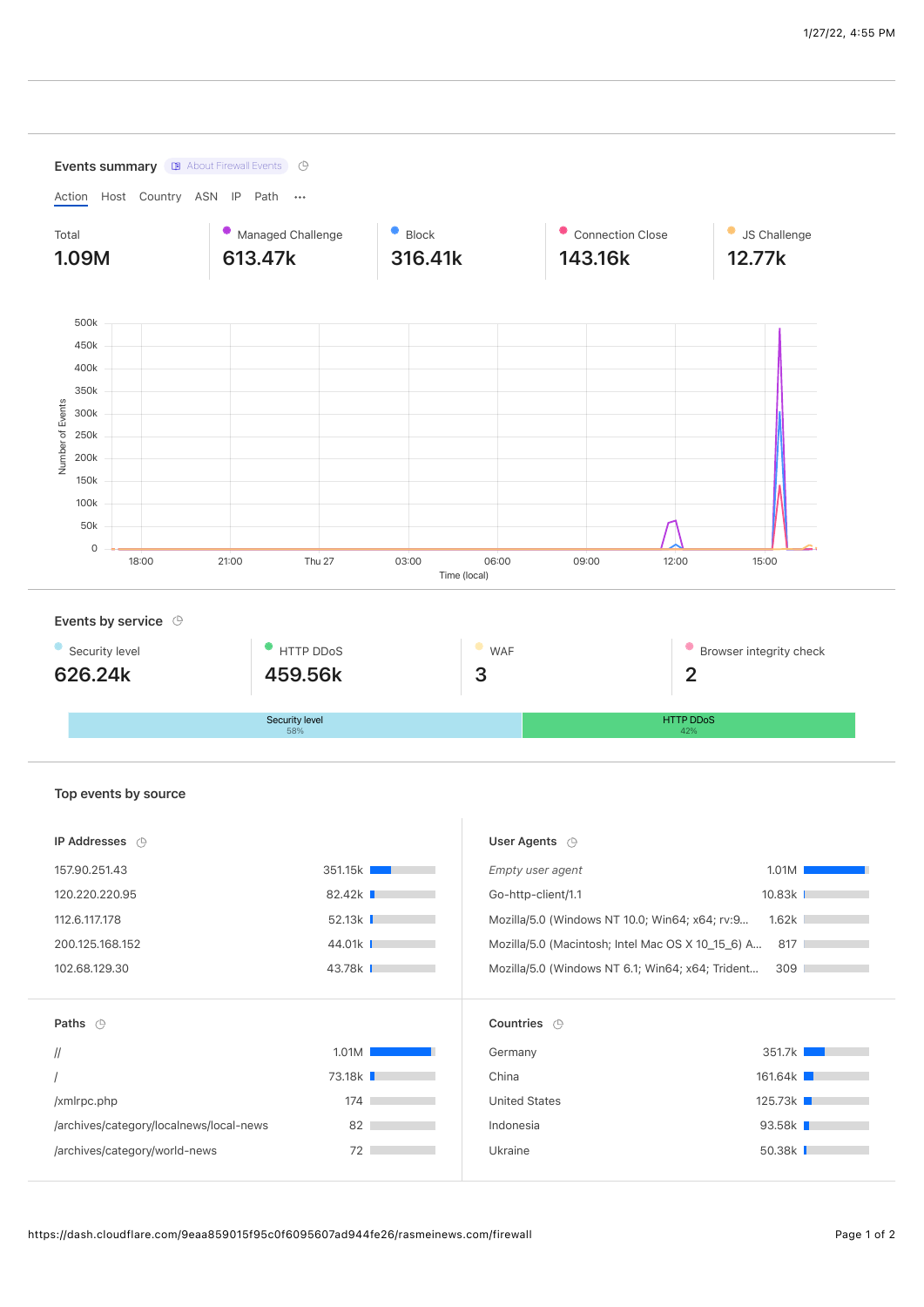## Events summary

About Firewall Events

Action | Host | Country | ASN | IP | Path | ···

Total
1.09M

Managed Challenge
613.47k

Block
316.41k

Connection Close
143.16k

JS Challenge
12.77k

500k
450k
400k
350k
300k
250k
200k
150k
100k
50k
0

Number of Events

18:00
21:00
Thu 27
03:00
06:00
09:00
12:00
15:00

Time (local)

## Events by service

Security level
626.24k

HTTP DDoS
459.56k

WAF
3

Browser integrity check
2

Security level
58%

HTTP DDoS
42%

## Top events by source

### IP Addresses

| | |
|---|---|
| 157.90.251.43 | 351.15k |
| 120.220.220.95 | 82.42k |
| 112.6.117.178 | 52.13k |
| 200.125.168.152 | 44.01k |
| 102.68.129.30 | 43.78k |

### User Agents

| | |
|---|---|
| *Empty user agent* | 1.01M |
| Go-http-client/1.1 | 10.83k |
| Mozilla/5.0 (Windows NT 10.0; Win64; x64; rv:9... | 1.62k |
| Mozilla/5.0 (Macintosh; Intel Mac OS X 10_15_6) A... | 817 |
| Mozilla/5.0 (Windows NT 6.1; Win64; x64; Trident... | 309 |

### Paths

| | |
|---|---|
| // | 1.01M |
| / | 73.18k |
| /xmlrpc.php | 174 |
| /archives/category/localnews/local-news | 82 |
| /archives/category/world-news | 72 |

### Countries

| | |
|---|---|
| Germany | 351.7k |
| China | 161.64k |
| United States | 125.73k |
| Indonesia | 93.58k |
| Ukraine | 50.38k |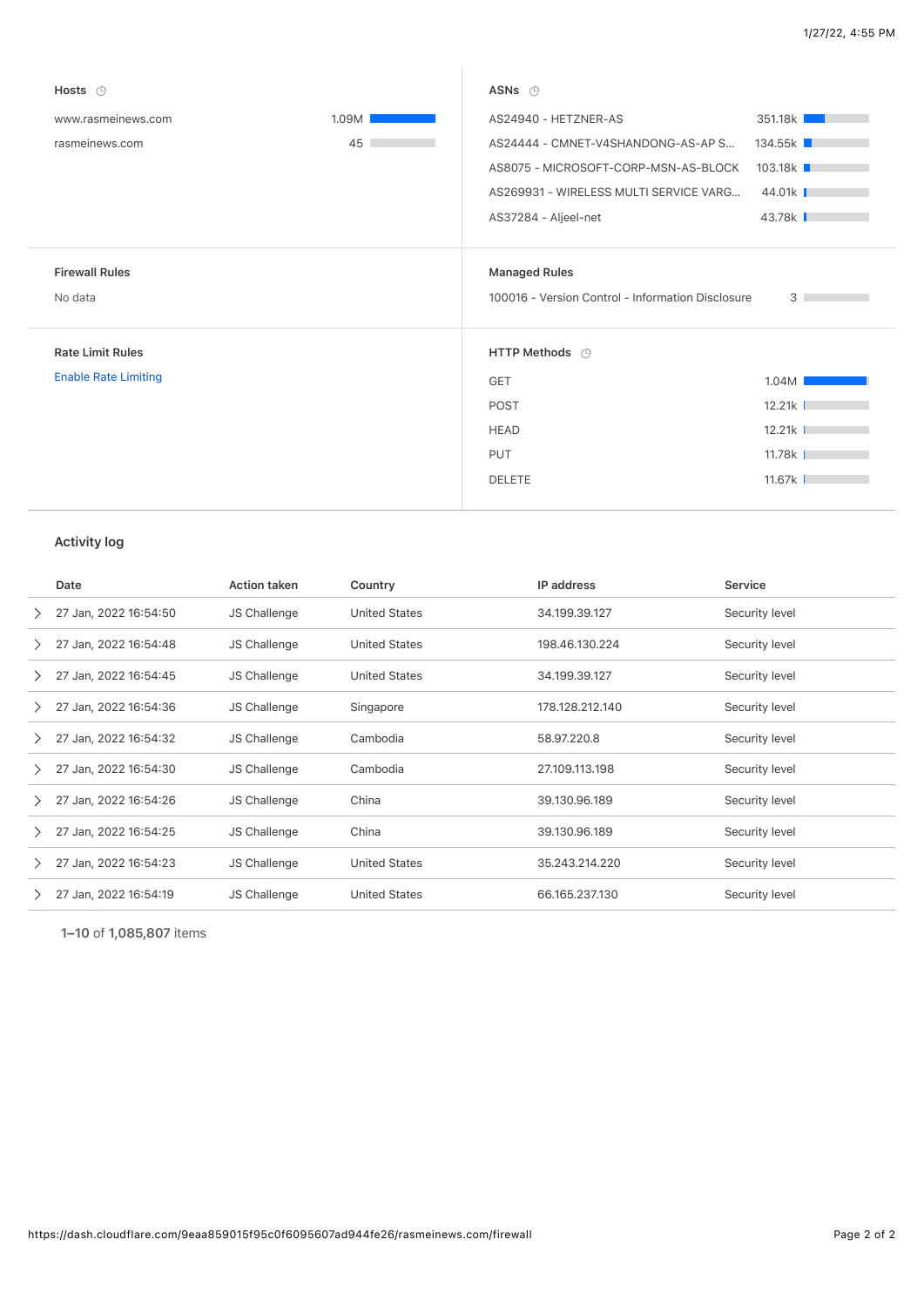### Hosts

| | |
|---|---|
| www.rasmeinews.com | 1.09M |
| rasmeinews.com | 45 |

### ASNs

| | |
|---|---|
| AS24940 - HETZNER-AS | 351.18k |
| AS24444 - CMNET-V4SHANDONG-AS-AP S... | 134.55k |
| AS8075 - MICROSOFT-CORP-MSN-AS-BLOCK | 103.18k |
| AS269931 - WIRELESS MULTI SERVICE VARG... | 44.01k |
| AS37284 - Aljeel-net | 43.78k |

### Firewall Rules

No data

### Managed Rules

| | |
|---|---|
| 100016 - Version Control - Information Disclosure | 3 |

### Rate Limit Rules

Enable Rate Limiting

### HTTP Methods

| | |
|---|---|
| GET | 1.04M |
| POST | 12.21k |
| HEAD | 12.21k |
| PUT | 11.78k |
| DELETE | 11.67k |

## Activity log

| Date | Action taken | Country | IP address | Service |
|---|---|---|---|---|
| 27 Jan, 2022 16:54:50 | JS Challenge | United States | 34.199.39.127 | Security level |
| 27 Jan, 2022 16:54:48 | JS Challenge | United States | 198.46.130.224 | Security level |
| 27 Jan, 2022 16:54:45 | JS Challenge | United States | 34.199.39.127 | Security level |
| 27 Jan, 2022 16:54:36 | JS Challenge | Singapore | 178.128.212.140 | Security level |
| 27 Jan, 2022 16:54:32 | JS Challenge | Cambodia | 58.97.220.8 | Security level |
| 27 Jan, 2022 16:54:30 | JS Challenge | Cambodia | 27.109.113.198 | Security level |
| 27 Jan, 2022 16:54:26 | JS Challenge | China | 39.130.96.189 | Security level |
| 27 Jan, 2022 16:54:25 | JS Challenge | China | 39.130.96.189 | Security level |
| 27 Jan, 2022 16:54:23 | JS Challenge | United States | 35.243.214.220 | Security level |
| 27 Jan, 2022 16:54:19 | JS Challenge | United States | 66.165.237.130 | Security level |

**1–10** of **1,085,807** items